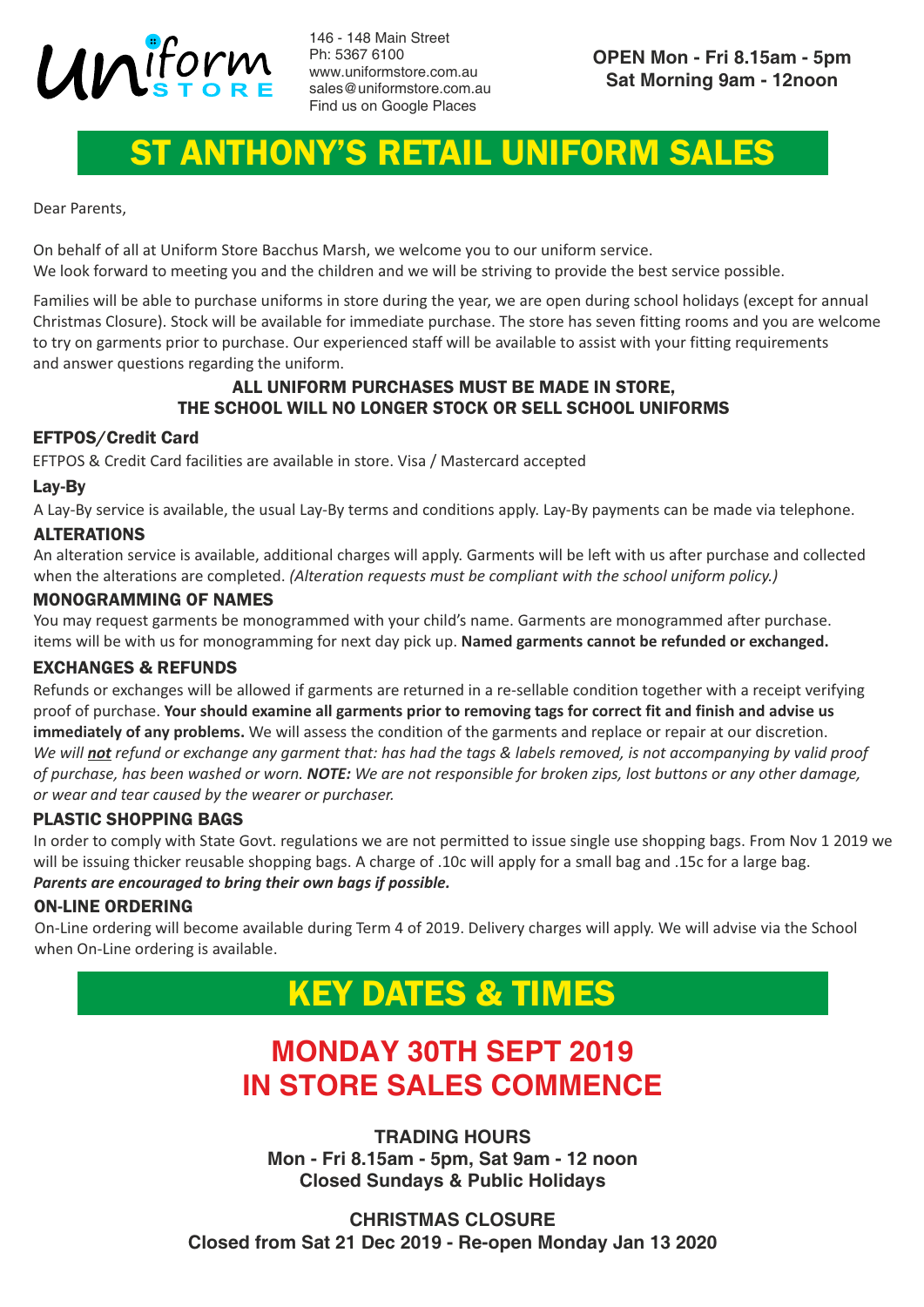Uniform STORE

146 - 148 Main Street
Ph: 5367 6100
www.uniformstore.com.au
sales@uniformstore.com.au
Find us on Google Places

**OPEN Mon - Fri 8.15am - 5pm**
**Sat Morning 9am - 12noon**

# ST ANTHONY'S RETAIL UNIFORM SALES

Dear Parents,

On behalf of all at Uniform Store Bacchus Marsh, we welcome you to our uniform service.
We look forward to meeting you and the children and we will be striving to provide the best service possible.

Families will be able to purchase uniforms in store during the year, we are open during school holidays (except for annual Christmas Closure). Stock will be available for immediate purchase. The store has seven fitting rooms and you are welcome to try on garments prior to purchase. Our experienced staff will be available to assist with your fitting requirements and answer questions regarding the uniform.

**ALL UNIFORM PURCHASES MUST BE MADE IN STORE,**
**THE SCHOOL WILL NO LONGER STOCK OR SELL SCHOOL UNIFORMS**

### EFTPOS/Credit Card

EFTPOS & Credit Card facilities are available in store. Visa / Mastercard accepted

### Lay-By

A Lay-By service is available, the usual Lay-By terms and conditions apply. Lay-By payments can be made via telephone.

### ALTERATIONS

An alteration service is available, additional charges will apply. Garments will be left with us after purchase and collected when the alterations are completed. *(Alteration requests must be compliant with the school uniform policy.)*

### MONOGRAMMING OF NAMES

You may request garments be monogrammed with your child's name. Garments are monogrammed after purchase. items will be with us for monogramming for next day pick up. **Named garments cannot be refunded or exchanged.**

### EXCHANGES & REFUNDS

Refunds or exchanges will be allowed if garments are returned in a re-sellable condition together with a receipt verifying proof of purchase. **Your should examine all garments prior to removing tags for correct fit and finish and advise us immediately of any problems.** We will assess the condition of the garments and replace or repair at our discretion.
*We will **not** refund or exchange any garment that: has had the tags & labels removed, is not accompanying by valid proof of purchase, has been washed or worn.* ***NOTE:*** *We are not responsible for broken zips, lost buttons or any other damage, or wear and tear caused by the wearer or purchaser.*

### PLASTIC SHOPPING BAGS

In order to comply with State Govt. regulations we are not permitted to issue single use shopping bags. From Nov 1 2019 we will be issuing thicker reusable shopping bags. A charge of .10c will apply for a small bag and .15c for a large bag.
***Parents are encouraged to bring their own bags if possible.***

### ON-LINE ORDERING

On-Line ordering will become available during Term 4 of 2019. Delivery charges will apply. We will advise via the School when On-Line ordering is available.

# KEY DATES & TIMES

## MONDAY 30TH SEPT 2019
## IN STORE SALES COMMENCE

**TRADING HOURS**
**Mon - Fri 8.15am - 5pm, Sat 9am - 12 noon**
**Closed Sundays & Public Holidays**

**CHRISTMAS CLOSURE**
**Closed from Sat 21 Dec 2019 - Re-open Monday Jan 13 2020**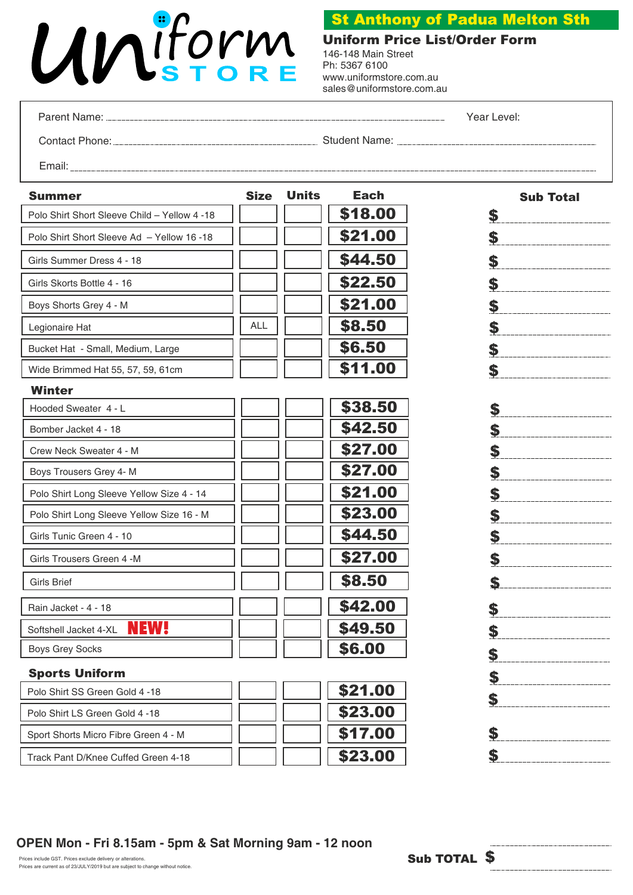# Uniform STORE

## St Anthony of Padua Melton Sth

### Uniform Price List/Order Form

146-148 Main Street
Ph: 5367 6100
www.uniformstore.com.au
sales@uniformstore.com.au

Parent Name: ______________________ Year Level:

Contact Phone: ______________________ Student Name: ______________________

Email: ______________________

| Summer | Size | Units | Each | Sub Total |
|---|---|---|---|---|
| Polo Shirt Short Sleeve Child – Yellow 4 -18 | | | $18.00 | $ |
| Polo Shirt Short Sleeve Ad – Yellow 16 -18 | | | $21.00 | $ |
| Girls Summer Dress 4 - 18 | | | $44.50 | $ |
| Girls Skorts Bottle 4 - 16 | | | $22.50 | $ |
| Boys Shorts Grey 4 - M | | | $21.00 | $ |
| Legionaire Hat | ALL | | $8.50 | $ |
| Bucket Hat - Small, Medium, Large | | | $6.50 | $ |
| Wide Brimmed Hat 55, 57, 59, 61cm | | | $11.00 | $ |
| **Winter** | | | | |
| Hooded Sweater 4 - L | | | $38.50 | $ |
| Bomber Jacket 4 - 18 | | | $42.50 | $ |
| Crew Neck Sweater 4 - M | | | $27.00 | $ |
| Boys Trousers Grey 4- M | | | $27.00 | $ |
| Polo Shirt Long Sleeve Yellow Size 4 - 14 | | | $21.00 | $ |
| Polo Shirt Long Sleeve Yellow Size 16 - M | | | $23.00 | $ |
| Girls Tunic Green 4 - 10 | | | $44.50 | $ |
| Girls Trousers Green 4 -M | | | $27.00 | $ |
| Girls Brief | | | $8.50 | $ |
| Rain Jacket - 4 - 18 | | | $42.00 | $ |
| Softshell Jacket 4-XL **NEW!** | | | $49.50 | $ |
| Boys Grey Socks | | | $6.00 | $ |
| **Sports Uniform** | | | | $ |
| Polo Shirt SS Green Gold 4 -18 | | | $21.00 | $ |
| Polo Shirt LS Green Gold 4 -18 | | | $23.00 | |
| Sport Shorts Micro Fibre Green 4 - M | | | $17.00 | $ |
| Track Pant D/Knee Cuffed Green 4-18 | | | $23.00 | $ |

**OPEN Mon - Fri 8.15am - 5pm & Sat Morning 9am - 12 noon**

Prices include GST. Prices exclude delivery or alterations.
Prices are current as of 23/JULY/2019 but are subject to change without notice.

**Sub TOTAL $**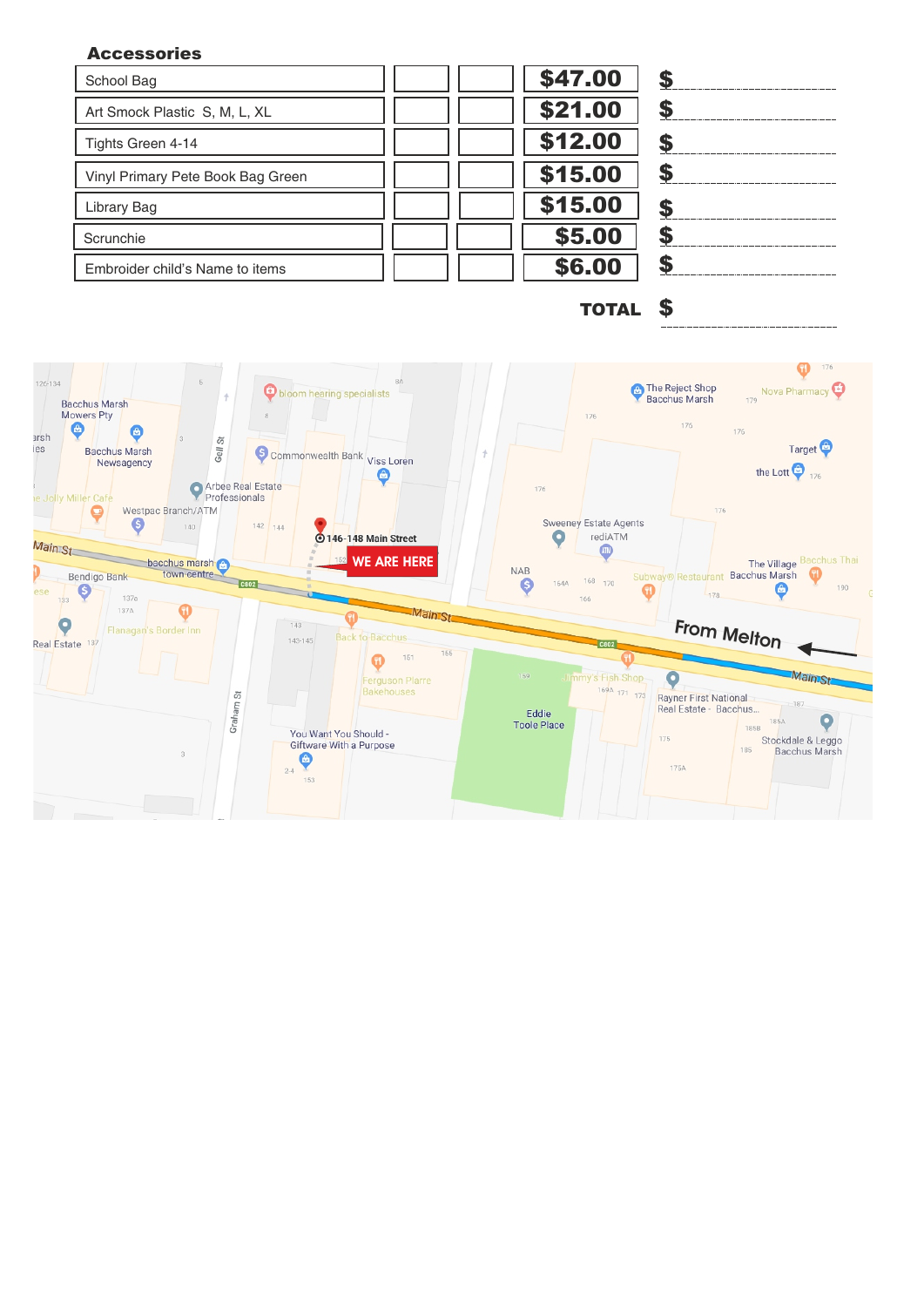## Accessories

| | | | | |
|---|---|---|---|---|
| School Bag | | | $47.00 | $ |
| Art Smock Plastic S, M, L, XL | | | $21.00 | $ |
| Tights Green 4-14 | | | $12.00 | $ |
| Vinyl Primary Pete Book Bag Green | | | $15.00 | $ |
| Library Bag | | | $15.00 | $ |
| Scrunchie | | | $5.00 | $ |
| Embroider child's Name to items | | | $6.00 | $ |
| | | | **TOTAL** | $ |

146-148 Main Street

WE ARE HERE

From Melton

Main St